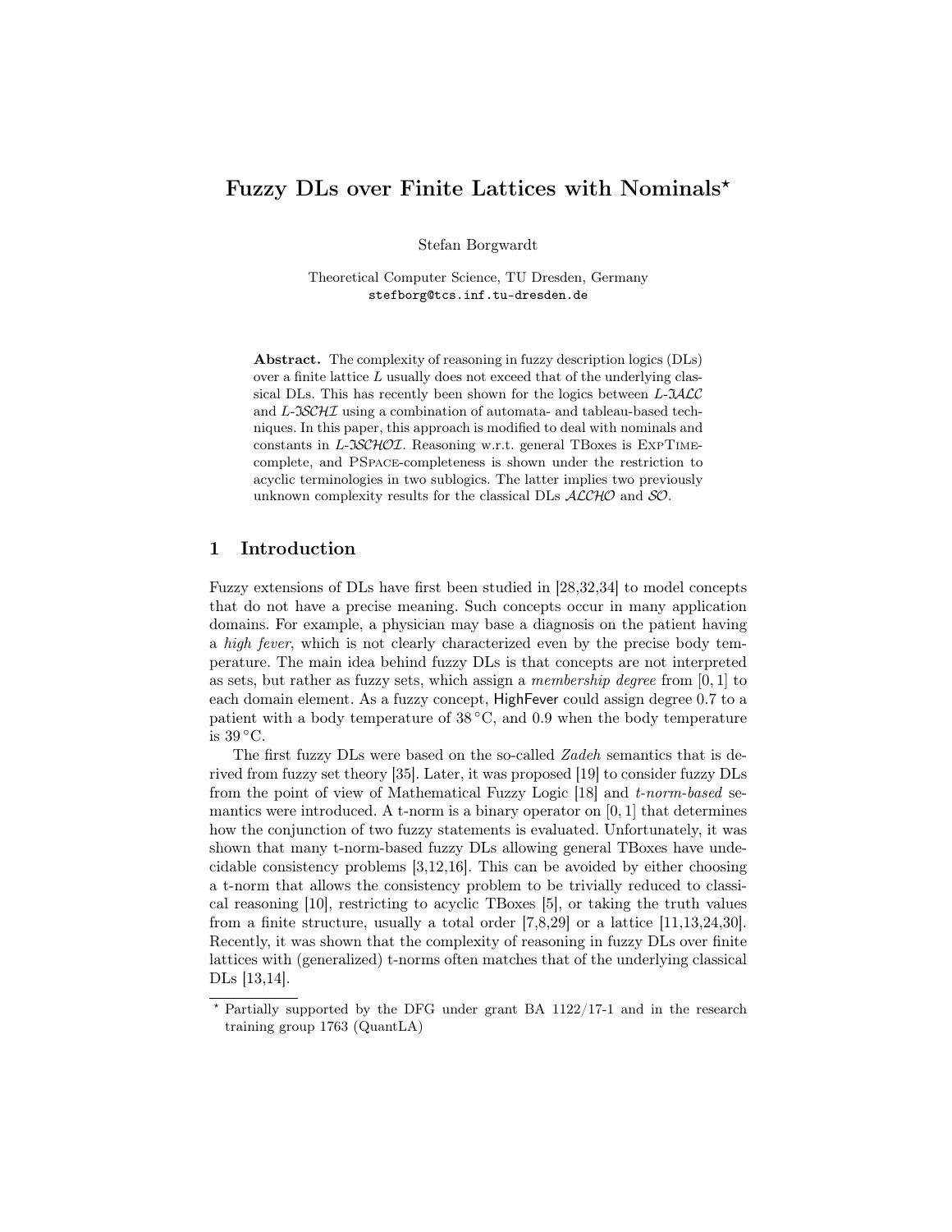# Fuzzy DLs over Finite Lattices with Nominals*

Stefan Borgwardt

Theoretical Computer Science, TU Dresden, Germany
stefborg@tcs.inf.tu-dresden.de

**Abstract.** The complexity of reasoning in fuzzy description logics (DLs) over a finite lattice $L$ usually does not exceed that of the underlying classical DLs. This has recently been shown for the logics between $L$-$\mathfrak{I}\mathcal{ALC}$ and $L$-$\mathfrak{I}\mathcal{SCHI}$ using a combination of automata- and tableau-based techniques. In this paper, this approach is modified to deal with nominals and constants in $L$-$\mathfrak{I}\mathcal{SCHOI}$. Reasoning w.r.t. general TBoxes is ExpTime-complete, and PSpace-completeness is shown under the restriction to acyclic terminologies in two sublogics. The latter implies two previously unknown complexity results for the classical DLs $\mathcal{ALCHO}$ and $\mathcal{SO}$.

## 1 Introduction

Fuzzy extensions of DLs have first been studied in [28,32,34] to model concepts that do not have a precise meaning. Such concepts occur in many application domains. For example, a physician may base a diagnosis on the patient having a *high fever*, which is not clearly characterized even by the precise body temperature. The main idea behind fuzzy DLs is that concepts are not interpreted as sets, but rather as fuzzy sets, which assign a *membership degree* from $[0,1]$ to each domain element. As a fuzzy concept, HighFever could assign degree 0.7 to a patient with a body temperature of 38 °C, and 0.9 when the body temperature is 39 °C.

The first fuzzy DLs were based on the so-called *Zadeh* semantics that is derived from fuzzy set theory [35]. Later, it was proposed [19] to consider fuzzy DLs from the point of view of Mathematical Fuzzy Logic [18] and *t-norm-based* semantics were introduced. A t-norm is a binary operator on $[0,1]$ that determines how the conjunction of two fuzzy statements is evaluated. Unfortunately, it was shown that many t-norm-based fuzzy DLs allowing general TBoxes have undecidable consistency problems [3,12,16]. This can be avoided by either choosing a t-norm that allows the consistency problem to be trivially reduced to classical reasoning [10], restricting to acyclic TBoxes [5], or taking the truth values from a finite structure, usually a total order [7,8,29] or a lattice [11,13,24,30]. Recently, it was shown that the complexity of reasoning in fuzzy DLs over finite lattices with (generalized) t-norms often matches that of the underlying classical DLs [13,14].

* Partially supported by the DFG under grant BA 1122/17-1 and in the research training group 1763 (QuantLA)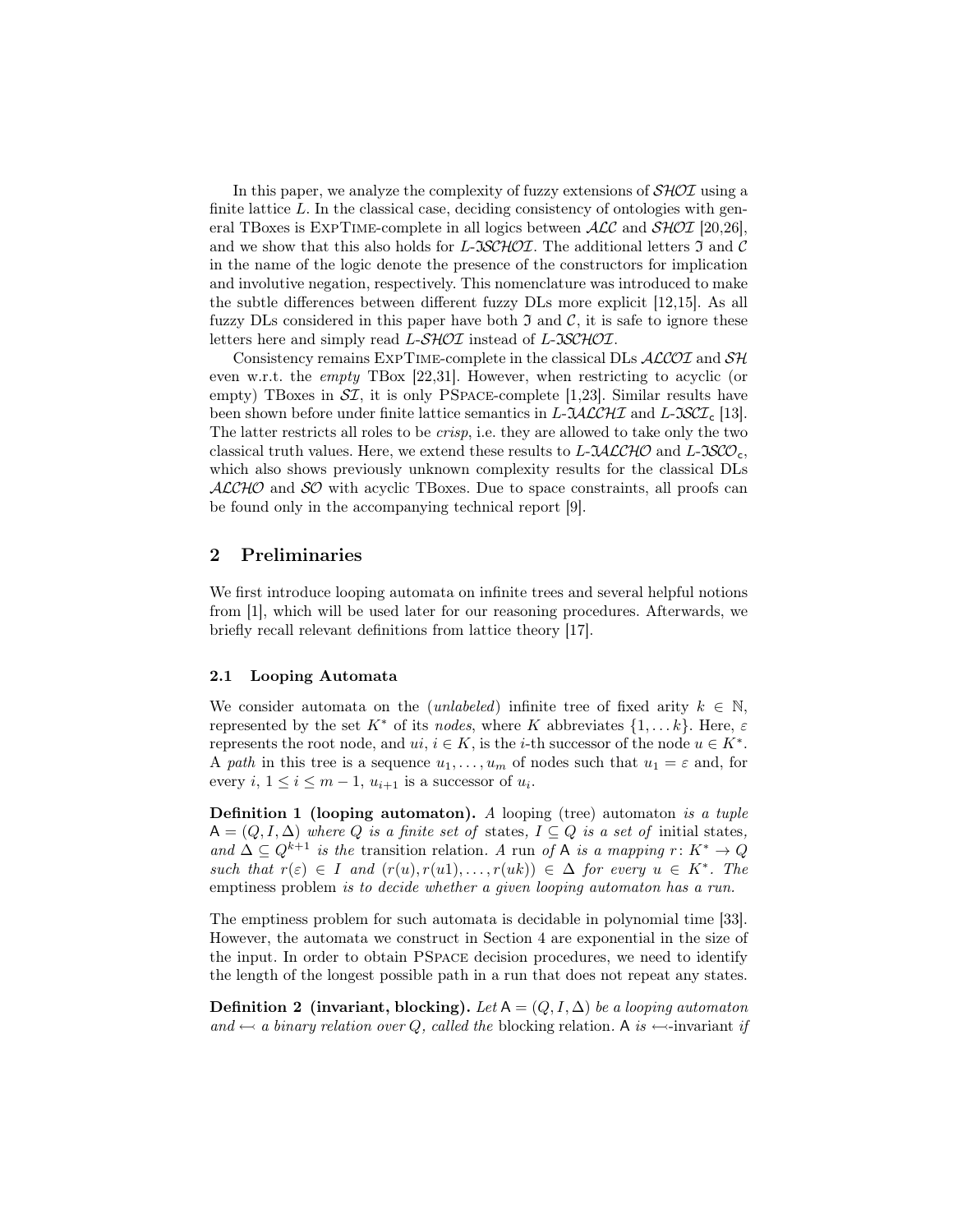In this paper, we analyze the complexity of fuzzy extensions of $\mathcal{SHOI}$ using a finite lattice $L$. In the classical case, deciding consistency of ontologies with general TBoxes is ExpTime-complete in all logics between $\mathcal{ALC}$ and $\mathcal{SHOI}$ [20,26], and we show that this also holds for $L$-$\mathfrak{I}\mathcal{SCHOI}$. The additional letters $\mathfrak{I}$ and $\mathcal{C}$ in the name of the logic denote the presence of the constructors for implication and involutive negation, respectively. This nomenclature was introduced to make the subtle differences between different fuzzy DLs more explicit [12,15]. As all fuzzy DLs considered in this paper have both $\mathfrak{I}$ and $\mathcal{C}$, it is safe to ignore these letters here and simply read $L$-$\mathcal{SHOI}$ instead of $L$-$\mathfrak{I}\mathcal{SCHOI}$.

Consistency remains ExpTime-complete in the classical DLs $\mathcal{ALCOI}$ and $\mathcal{SH}$ even w.r.t. the *empty* TBox [22,31]. However, when restricting to acyclic (or empty) TBoxes in $\mathcal{SI}$, it is only PSpace-complete [1,23]. Similar results have been shown before under finite lattice semantics in $L$-$\mathfrak{I}\mathcal{ALCHI}$ and $L$-$\mathfrak{I}\mathcal{SCI}_{\mathsf{c}}$ [13]. The latter restricts all roles to be *crisp*, i.e. they are allowed to take only the two classical truth values. Here, we extend these results to $L$-$\mathfrak{I}\mathcal{ALCHO}$ and $L$-$\mathfrak{I}\mathcal{SCO}_{\mathsf{c}}$, which also shows previously unknown complexity results for the classical DLs $\mathcal{ALCHO}$ and $\mathcal{SO}$ with acyclic TBoxes. Due to space constraints, all proofs can be found only in the accompanying technical report [9].

## 2 Preliminaries

We first introduce looping automata on infinite trees and several helpful notions from [1], which will be used later for our reasoning procedures. Afterwards, we briefly recall relevant definitions from lattice theory [17].

### 2.1 Looping Automata

We consider automata on the (*unlabeled*) infinite tree of fixed arity $k \in \mathbb{N}$, represented by the set $K^*$ of its *nodes*, where $K$ abbreviates $\{1, \dots k\}$. Here, $\varepsilon$ represents the root node, and $ui$, $i \in K$, is the $i$-th successor of the node $u \in K^*$. A *path* in this tree is a sequence $u_1, \dots, u_m$ of nodes such that $u_1 = \varepsilon$ and, for every $i$, $1 \leq i \leq m-1$, $u_{i+1}$ is a successor of $u_i$.

**Definition 1 (looping automaton).** *A* looping (tree) automaton *is a tuple* $\mathsf{A} = (Q, I, \Delta)$ *where* $Q$ *is a finite set of* states*,* $I \subseteq Q$ *is a set of* initial states*, and* $\Delta \subseteq Q^{k+1}$ *is the* transition relation*. A* run *of* $\mathsf{A}$ *is a mapping* $r \colon K^* \to Q$ *such that* $r(\varepsilon) \in I$ *and* $(r(u), r(u1), \dots, r(uk)) \in \Delta$ *for every* $u \in K^*$*. The* emptiness problem *is to decide whether a given looping automaton has a run.*

The emptiness problem for such automata is decidable in polynomial time [33]. However, the automata we construct in Section 4 are exponential in the size of the input. In order to obtain PSpace decision procedures, we need to identify the length of the longest possible path in a run that does not repeat any states.

**Definition 2 (invariant, blocking).** *Let* $\mathsf{A} = (Q, I, \Delta)$ *be a looping automaton and* $\hookleftarrow$ *a binary relation over* $Q$*, called the* blocking relation*.* $\mathsf{A}$ *is* $\hookleftarrow$-invariant *if*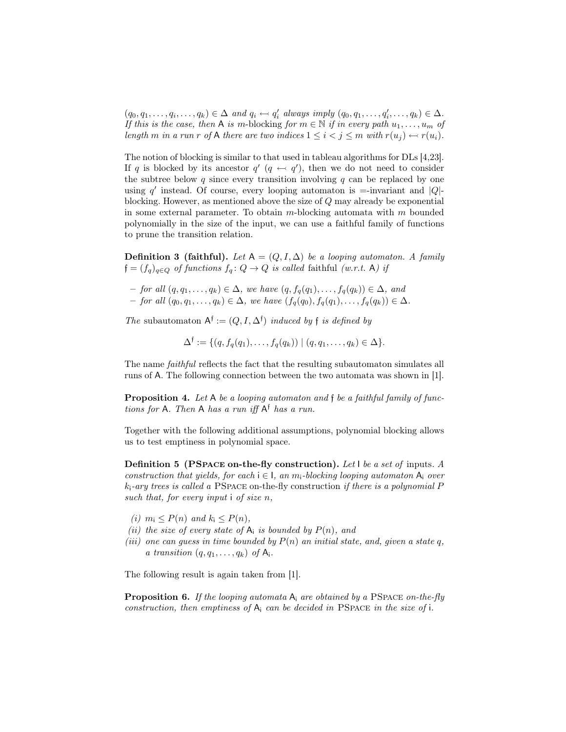$(q_0, q_1, \dots, q_i, \dots, q_k) \in \Delta$ *and* $q_i \hookleftarrow q_i'$ *always imply* $(q_0, q_1, \dots, q_i', \dots, q_k) \in \Delta$. *If this is the case, then* A *is m*-blocking *for* $m \in \mathbb{N}$ *if in every path* $u_1, \dots, u_m$ *of length m in a run r of* A *there are two indices* $1 \leq i < j \leq m$ *with* $r(u_j) \hookleftarrow r(u_i)$.

The notion of blocking is similar to that used in tableau algorithms for DLs [4,23]. If $q$ is blocked by its ancestor $q'$ ($q \hookleftarrow q'$), then we do not need to consider the subtree below $q$ since every transition involving $q$ can be replaced by one using $q'$ instead. Of course, every looping automaton is $=$-invariant and $|Q|$-blocking. However, as mentioned above the size of $Q$ may already be exponential in some external parameter. To obtain $m$-blocking automata with $m$ bounded polynomially in the size of the input, we can use a faithful family of functions to prune the transition relation.

**Definition 3 (faithful).** *Let* $\mathsf{A} = (Q, I, \Delta)$ *be a looping automaton. A family* $\mathfrak{f} = (f_q)_{q \in Q}$ *of functions* $f_q \colon Q \to Q$ *is called* faithful *(w.r.t.* A*) if*

- *for all* $(q, q_1, \dots, q_k) \in \Delta$, *we have* $(q, f_q(q_1), \dots, f_q(q_k)) \in \Delta$, *and*
- *for all* $(q_0, q_1, \dots, q_k) \in \Delta$, *we have* $(f_q(q_0), f_q(q_1), \dots, f_q(q_k)) \in \Delta$.

*The* subautomaton $\mathsf{A}^{\mathfrak{f}} := (Q, I, \Delta^{\mathfrak{f}})$ *induced by* $\mathfrak{f}$ *is defined by*

$$\Delta^{\mathfrak{f}} := \{(q, f_q(q_1), \dots, f_q(q_k)) \mid (q, q_1, \dots, q_k) \in \Delta\}.$$

The name *faithful* reflects the fact that the resulting subautomaton simulates all runs of A. The following connection between the two automata was shown in [1].

**Proposition 4.** *Let* A *be a looping automaton and* $\mathfrak{f}$ *be a faithful family of functions for* A. *Then* A *has a run iff* $\mathsf{A}^{\mathfrak{f}}$ *has a run.*

Together with the following additional assumptions, polynomial blocking allows us to test emptiness in polynomial space.

**Definition 5 (PSpace on-the-fly construction).** *Let* I *be a set of* inputs. *A construction that yields, for each* $\mathsf{i} \in \mathsf{I}$, *an* $m_{\mathsf{i}}$*-blocking looping automaton* $\mathsf{A}_{\mathsf{i}}$ *over* $k_{\mathsf{i}}$*-ary trees is called a* PSpace on-the-fly construction *if there is a polynomial P such that, for every input* i *of size n,*

*(i)* $m_{\mathsf{i}} \leq P(n)$ *and* $k_{\mathsf{i}} \leq P(n)$,
*(ii) the size of every state of* $\mathsf{A}_{\mathsf{i}}$ *is bounded by* $P(n)$, *and*
*(iii) one can guess in time bounded by* $P(n)$ *an initial state, and, given a state q, a transition* $(q, q_1, \dots, q_k)$ *of* $\mathsf{A}_{\mathsf{i}}$.

The following result is again taken from [1].

**Proposition 6.** *If the looping automata* $\mathsf{A}_{\mathsf{i}}$ *are obtained by a* PSpace *on-the-fly construction, then emptiness of* $\mathsf{A}_{\mathsf{i}}$ *can be decided in* PSpace *in the size of* i.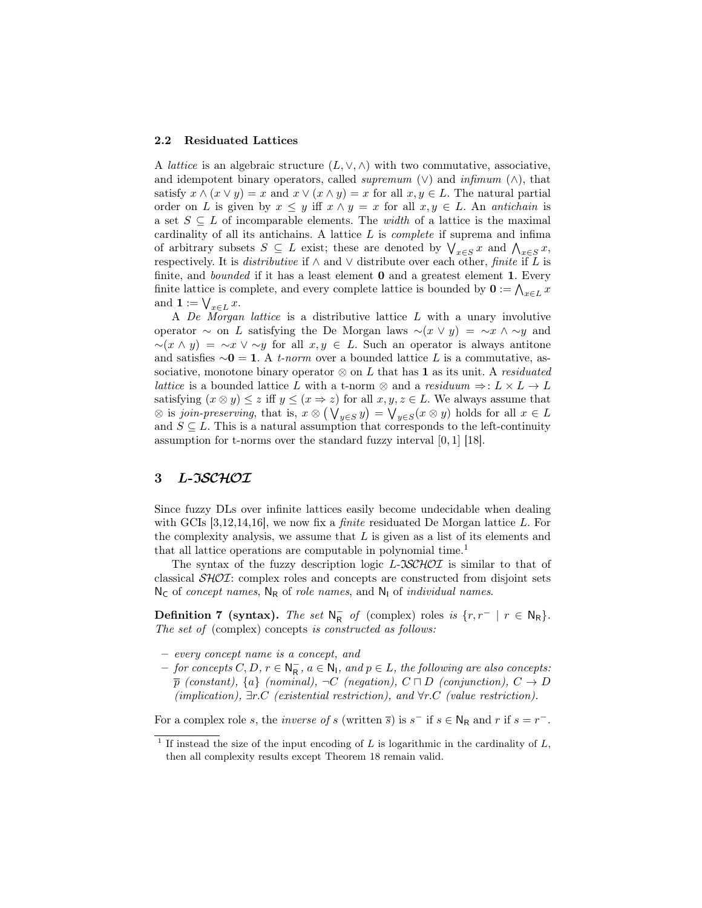### 2.2 Residuated Lattices

A *lattice* is an algebraic structure $(L, \vee, \wedge)$ with two commutative, associative, and idempotent binary operators, called *supremum* ($\vee$) and *infimum* ($\wedge$), that satisfy $x \wedge (x \vee y) = x$ and $x \vee (x \wedge y) = x$ for all $x, y \in L$. The natural partial order on $L$ is given by $x \leq y$ iff $x \wedge y = x$ for all $x, y \in L$. An *antichain* is a set $S \subseteq L$ of incomparable elements. The *width* of a lattice is the maximal cardinality of all its antichains. A lattice $L$ is *complete* if suprema and infima of arbitrary subsets $S \subseteq L$ exist; these are denoted by $\bigvee_{x \in S} x$ and $\bigwedge_{x \in S} x$, respectively. It is *distributive* if $\wedge$ and $\vee$ distribute over each other, *finite* if $L$ is finite, and *bounded* if it has a least element $\mathbf{0}$ and a greatest element $\mathbf{1}$. Every finite lattice is complete, and every complete lattice is bounded by $\mathbf{0} := \bigwedge_{x \in L} x$ and $\mathbf{1} := \bigvee_{x \in L} x$.

A *De Morgan lattice* is a distributive lattice $L$ with a unary involutive operator $\sim$ on $L$ satisfying the De Morgan laws $\sim(x \vee y) = \sim x \wedge \sim y$ and $\sim(x \wedge y) = \sim x \vee \sim y$ for all $x, y \in L$. Such an operator is always antitone and satisfies $\sim\mathbf{0} = \mathbf{1}$. A *t-norm* over a bounded lattice $L$ is a commutative, associative, monotone binary operator $\otimes$ on $L$ that has $\mathbf{1}$ as its unit. A *residuated lattice* is a bounded lattice $L$ with a t-norm $\otimes$ and a *residuum* $\Rightarrow : L \times L \to L$ satisfying $(x \otimes y) \leq z$ iff $y \leq (x \Rightarrow z)$ for all $x, y, z \in L$. We always assume that $\otimes$ is *join-preserving*, that is, $x \otimes \left(\bigvee_{y \in S} y\right) = \bigvee_{y \in S}(x \otimes y)$ holds for all $x \in L$ and $S \subseteq L$. This is a natural assumption that corresponds to the left-continuity assumption for t-norms over the standard fuzzy interval $[0, 1]$ [18].

## 3 *L-ISCHOI*

Since fuzzy DLs over infinite lattices easily become undecidable when dealing with GCIs [3,12,14,16], we now fix a *finite* residuated De Morgan lattice $L$. For the complexity analysis, we assume that $L$ is given as a list of its elements and that all lattice operations are computable in polynomial time.[1]

The syntax of the fuzzy description logic *L-ISCHOI* is similar to that of classical *SHOI*: complex roles and concepts are constructed from disjoint sets $\mathsf{N_C}$ of *concept names*, $\mathsf{N_R}$ of *role names*, and $\mathsf{N_I}$ of *individual names*.

**Definition 7 (syntax).** *The set* $\mathsf{N_R^-}$ *of* (complex) roles *is* $\{r, r^- \mid r \in \mathsf{N_R}\}$. *The set of* (complex) concepts *is constructed as follows:*

- *every concept name is a concept, and*
- *for concepts* $C, D$, $r \in \mathsf{N_R^-}$, $a \in \mathsf{N_I}$, *and* $p \in L$, *the following are also concepts:* $\overline{p}$ *(constant),* $\{a\}$ *(nominal),* $\neg C$ *(negation),* $C \sqcap D$ *(conjunction),* $C \to D$ *(implication),* $\exists r.C$ *(existential restriction), and* $\forall r.C$ *(value restriction).*

For a complex role $s$, the *inverse of* $s$ (written $\overline{s}$) is $s^-$ if $s \in \mathsf{N_R}$ and $r$ if $s = r^-$.

[1] If instead the size of the input encoding of $L$ is logarithmic in the cardinality of $L$, then all complexity results except Theorem 18 remain valid.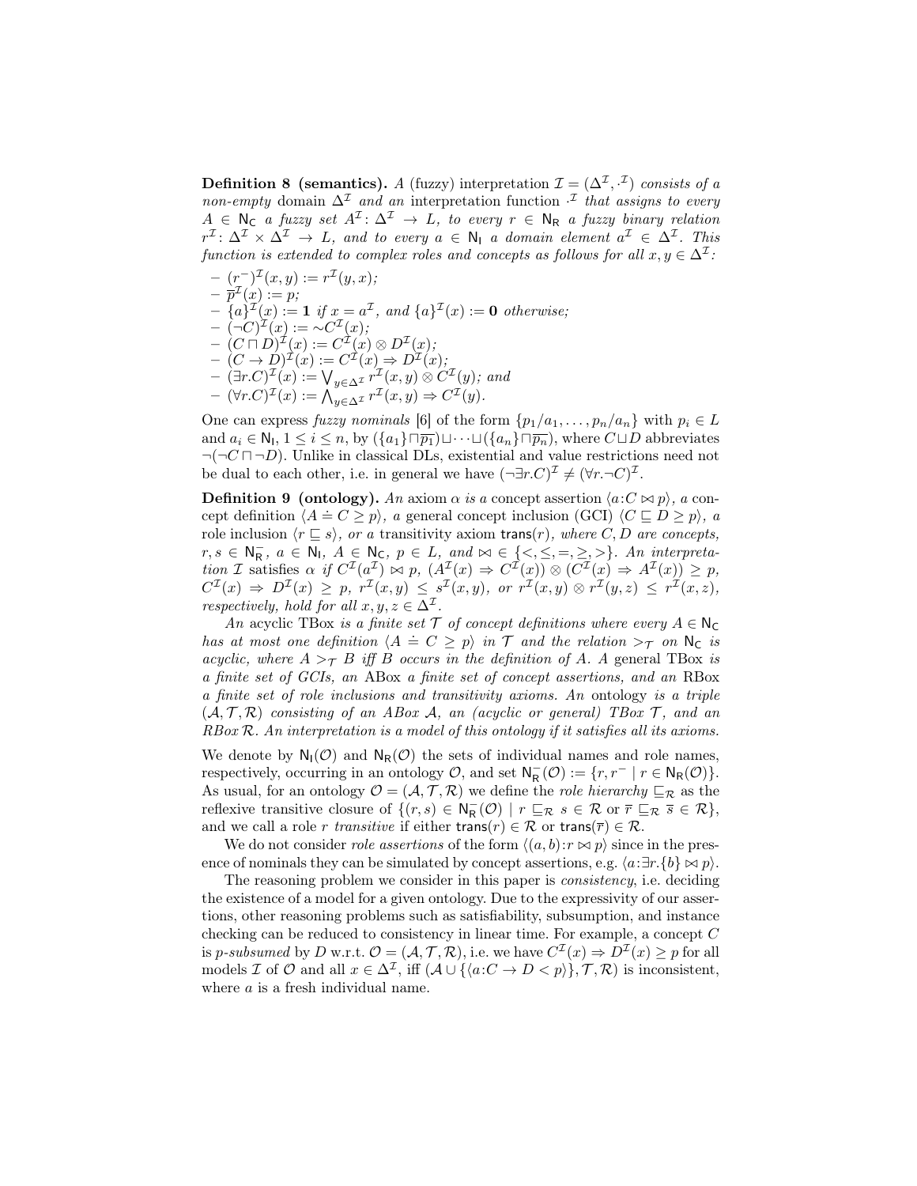**Definition 8 (semantics).** *A* (fuzzy) interpretation $\mathcal{I} = (\Delta^\mathcal{I}, \cdot^\mathcal{I})$ *consists of a non-empty* domain $\Delta^\mathcal{I}$ *and an* interpretation function $\cdot^\mathcal{I}$ *that assigns to every* $A \in \mathsf{N_C}$ *a fuzzy set* $A^\mathcal{I} \colon \Delta^\mathcal{I} \to L$*, to every* $r \in \mathsf{N_R}$ *a fuzzy binary relation* $r^\mathcal{I} \colon \Delta^\mathcal{I} \times \Delta^\mathcal{I} \to L$*, and to every* $a \in \mathsf{N_I}$ *a domain element* $a^\mathcal{I} \in \Delta^\mathcal{I}$*. This function is extended to complex roles and concepts as follows for all* $x, y \in \Delta^\mathcal{I}$*:*

- $(r^-)^\mathcal{I}(x,y) := r^\mathcal{I}(y,x)$;
- $\overline{p}^\mathcal{I}(x) := p$;
- $\{a\}^\mathcal{I}(x) := \mathbf{1}$ *if* $x = a^\mathcal{I}$*, and* $\{a\}^\mathcal{I}(x) := \mathbf{0}$ *otherwise;*
- $(\neg C)^\mathcal{I}(x) := {\sim} C^\mathcal{I}(x)$;
- $(C \sqcap D)^\mathcal{I}(x) := C^\mathcal{I}(x) \otimes D^\mathcal{I}(x)$;
- $(C \to D)^\mathcal{I}(x) := C^\mathcal{I}(x) \Rightarrow D^\mathcal{I}(x)$;
- $(\exists r.C)^\mathcal{I}(x) := \bigvee_{y \in \Delta^\mathcal{I}} r^\mathcal{I}(x,y) \otimes C^\mathcal{I}(y)$*; and*
- $(\forall r.C)^\mathcal{I}(x) := \bigwedge_{y \in \Delta^\mathcal{I}} r^\mathcal{I}(x,y) \Rightarrow C^\mathcal{I}(y)$.

One can express *fuzzy nominals* [6] of the form $\{p_1/a_1, \dots, p_n/a_n\}$ with $p_i \in L$ and $a_i \in \mathsf{N_I}$, $1 \le i \le n$, by $(\{a_1\} \sqcap \overline{p_1}) \sqcup \dots \sqcup (\{a_n\} \sqcap \overline{p_n})$, where $C \sqcup D$ abbreviates $\neg(\neg C \sqcap \neg D)$. Unlike in classical DLs, existential and value restrictions need not be dual to each other, i.e. in general we have $(\neg \exists r.C)^\mathcal{I} \neq (\forall r.\neg C)^\mathcal{I}$.

**Definition 9 (ontology).** *An* axiom $\alpha$ *is a* concept assertion $\langle a{:}C \bowtie p \rangle$*, a* concept definition $\langle A \doteq C \ge p \rangle$*, a* general concept inclusion (GCI) $\langle C \sqsubseteq D \ge p \rangle$*, a* role inclusion $\langle r \sqsubseteq s \rangle$*, or a* transitivity axiom $\mathsf{trans}(r)$*, where* $C, D$ *are concepts,* $r, s \in \mathsf{N_R^-}$*,* $a \in \mathsf{N_I}$*,* $A \in \mathsf{N_C}$*,* $p \in L$*, and* $\bowtie \in \{<, \le, =, \ge, >\}$*. An interpretation* $\mathcal{I}$ satisfies $\alpha$ *if* $C^\mathcal{I}(a^\mathcal{I}) \bowtie p$*,* $(A^\mathcal{I}(x) \Rightarrow C^\mathcal{I}(x)) \otimes (C^\mathcal{I}(x) \Rightarrow A^\mathcal{I}(x)) \ge p$*,* $C^\mathcal{I}(x) \Rightarrow D^\mathcal{I}(x) \ge p$*,* $r^\mathcal{I}(x,y) \le s^\mathcal{I}(x,y)$*, or* $r^\mathcal{I}(x,y) \otimes r^\mathcal{I}(y,z) \le r^\mathcal{I}(x,z)$*, respectively, hold for all* $x, y, z \in \Delta^\mathcal{I}$*.*

*An* acyclic TBox *is a finite set* $\mathcal{T}$ *of concept definitions where every* $A \in \mathsf{N_C}$ *has at most one definition* $\langle A \doteq C \ge p \rangle$ *in* $\mathcal{T}$ *and the relation* $>_\mathcal{T}$ *on* $\mathsf{N_C}$ *is acyclic, where* $A >_\mathcal{T} B$ *iff* $B$ *occurs in the definition of* $A$*. A* general TBox *is a finite set of GCIs, an* ABox *a finite set of concept assertions, and an* RBox *a finite set of role inclusions and transitivity axioms. An* ontology *is a triple* $(\mathcal{A}, \mathcal{T}, \mathcal{R})$ *consisting of an ABox* $\mathcal{A}$*, an (acyclic or general) TBox* $\mathcal{T}$*, and an RBox* $\mathcal{R}$*. An interpretation is a model of this ontology if it satisfies all its axioms.*

We denote by $\mathsf{N_I}(\mathcal{O})$ and $\mathsf{N_R}(\mathcal{O})$ the sets of individual names and role names, respectively, occurring in an ontology $\mathcal{O}$, and set $\mathsf{N_R^-}(\mathcal{O}) := \{r, r^- \mid r \in \mathsf{N_R}(\mathcal{O})\}$. As usual, for an ontology $\mathcal{O} = (\mathcal{A}, \mathcal{T}, \mathcal{R})$ we define the *role hierarchy* $\sqsubseteq_\mathcal{R}$ as the reflexive transitive closure of $\{(r,s) \in \mathsf{N_R^-}(\mathcal{O}) \mid r \sqsubseteq_\mathcal{R} s \in \mathcal{R}$ or $\overline{r} \sqsubseteq_\mathcal{R} \overline{s} \in \mathcal{R}\}$, and we call a role $r$ *transitive* if either $\mathsf{trans}(r) \in \mathcal{R}$ or $\mathsf{trans}(\overline{r}) \in \mathcal{R}$.

We do not consider *role assertions* of the form $\langle (a,b){:}r \bowtie p \rangle$ since in the presence of nominals they can be simulated by concept assertions, e.g. $\langle a{:}\exists r.\{b\} \bowtie p \rangle$.

The reasoning problem we consider in this paper is *consistency*, i.e. deciding the existence of a model for a given ontology. Due to the expressivity of our assertions, other reasoning problems such as satisfiability, subsumption, and instance checking can be reduced to consistency in linear time. For example, a concept $C$ is *p-subsumed* by $D$ w.r.t. $\mathcal{O} = (\mathcal{A}, \mathcal{T}, \mathcal{R})$, i.e. we have $C^\mathcal{I}(x) \Rightarrow D^\mathcal{I}(x) \ge p$ for all models $\mathcal{I}$ of $\mathcal{O}$ and all $x \in \Delta^\mathcal{I}$, iff $(\mathcal{A} \cup \{\langle a{:}C \to D < p \rangle\}, \mathcal{T}, \mathcal{R})$ is inconsistent, where $a$ is a fresh individual name.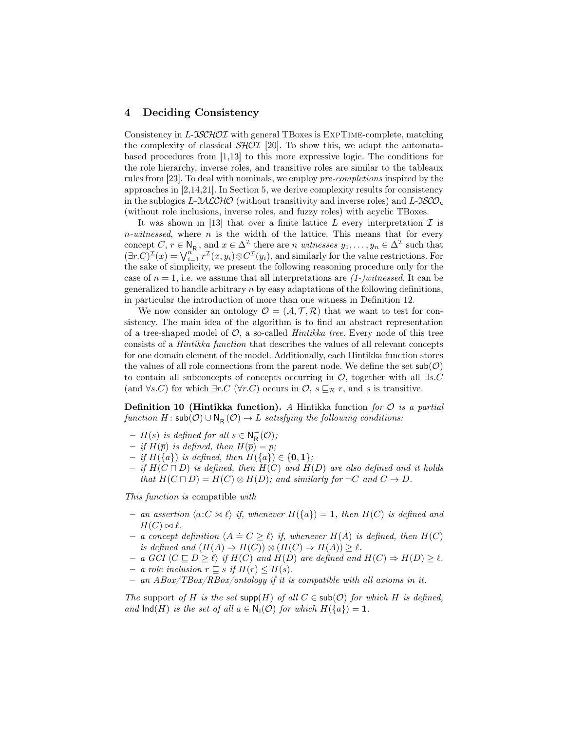## 4 Deciding Consistency

Consistency in $L$-$\mathcal{ISCHOI}$ with general TBoxes is ExpTime-complete, matching the complexity of classical $\mathcal{SHOI}$ [20]. To show this, we adapt the automata-based procedures from [1,13] to this more expressive logic. The conditions for the role hierarchy, inverse roles, and transitive roles are similar to the tableaux rules from [23]. To deal with nominals, we employ *pre-completions* inspired by the approaches in [2,14,21]. In Section 5, we derive complexity results for consistency in the sublogics $L$-$\mathcal{IALCHO}$ (without transitivity and inverse roles) and $L$-$\mathcal{ISCO}_\mathsf{c}$ (without role inclusions, inverse roles, and fuzzy roles) with acyclic TBoxes.

It was shown in [13] that over a finite lattice $L$ every interpretation $\mathcal{I}$ is $n$-*witnessed*, where $n$ is the width of the lattice. This means that for every concept $C$, $r \in \mathsf{N}_\mathsf{R}^-$, and $x \in \Delta^\mathcal{I}$ there are $n$ *witnesses* $y_1, \dots, y_n \in \Delta^\mathcal{I}$ such that $(\exists r.C)^\mathcal{I}(x) = \bigvee_{i=1}^{n} r^\mathcal{I}(x, y_i) \otimes C^\mathcal{I}(y_i)$, and similarly for the value restrictions. For the sake of simplicity, we present the following reasoning procedure only for the case of $n = 1$, i.e. we assume that all interpretations are *(1-)witnessed*. It can be generalized to handle arbitrary $n$ by easy adaptations of the following definitions, in particular the introduction of more than one witness in Definition 12.

We now consider an ontology $\mathcal{O} = (\mathcal{A}, \mathcal{T}, \mathcal{R})$ that we want to test for consistency. The main idea of the algorithm is to find an abstract representation of a tree-shaped model of $\mathcal{O}$, a so-called *Hintikka tree*. Every node of this tree consists of a *Hintikka function* that describes the values of all relevant concepts for one domain element of the model. Additionally, each Hintikka function stores the values of all role connections from the parent node. We define the set $\mathsf{sub}(\mathcal{O})$ to contain all subconcepts of concepts occurring in $\mathcal{O}$, together with all $\exists s.C$ (and $\forall s.C$) for which $\exists r.C$ ($\forall r.C$) occurs in $\mathcal{O}$, $s \sqsubseteq_\mathcal{R} r$, and $s$ is transitive.

**Definition 10 (Hintikka function).** *A* Hintikka function *for $\mathcal{O}$ is a partial function $H \colon \mathsf{sub}(\mathcal{O}) \cup \mathsf{N}_\mathsf{R}^-(\mathcal{O}) \to L$ satisfying the following conditions:*

- *$H(s)$ is defined for all $s \in \mathsf{N}_\mathsf{R}^-(\mathcal{O})$;*
- *if $H(\overline{p})$ is defined, then $H(\overline{p}) = p$;*
- *if $H(\{a\})$ is defined, then $H(\{a\}) \in \{\mathbf{0}, \mathbf{1}\}$;*
- *if $H(C \sqcap D)$ is defined, then $H(C)$ and $H(D)$ are also defined and it holds that $H(C \sqcap D) = H(C) \otimes H(D)$; and similarly for $\neg C$ and $C \to D$.*

*This function is* compatible *with*

- *an assertion $\langle a{:}C \bowtie \ell\rangle$ if, whenever $H(\{a\}) = \mathbf{1}$, then $H(C)$ is defined and $H(C) \bowtie \ell$.*
- *a concept definition $\langle A \doteq C \geq \ell\rangle$ if, whenever $H(A)$ is defined, then $H(C)$ is defined and $(H(A) \Rightarrow H(C)) \otimes (H(C) \Rightarrow H(A)) \geq \ell$.*
- *a GCI $\langle C \sqsubseteq D \geq \ell\rangle$ if $H(C)$ and $H(D)$ are defined and $H(C) \Rightarrow H(D) \geq \ell$.*
- *a role inclusion $r \sqsubseteq s$ if $H(r) \leq H(s)$.*
- *an ABox/TBox/RBox/ontology if it is compatible with all axioms in it.*

*The* support *of $H$ is the set $\mathsf{supp}(H)$ of all $C \in \mathsf{sub}(\mathcal{O})$ for which $H$ is defined, and $\mathsf{Ind}(H)$ is the set of all $a \in \mathsf{N}_\mathsf{I}(\mathcal{O})$ for which $H(\{a\}) = \mathbf{1}$.*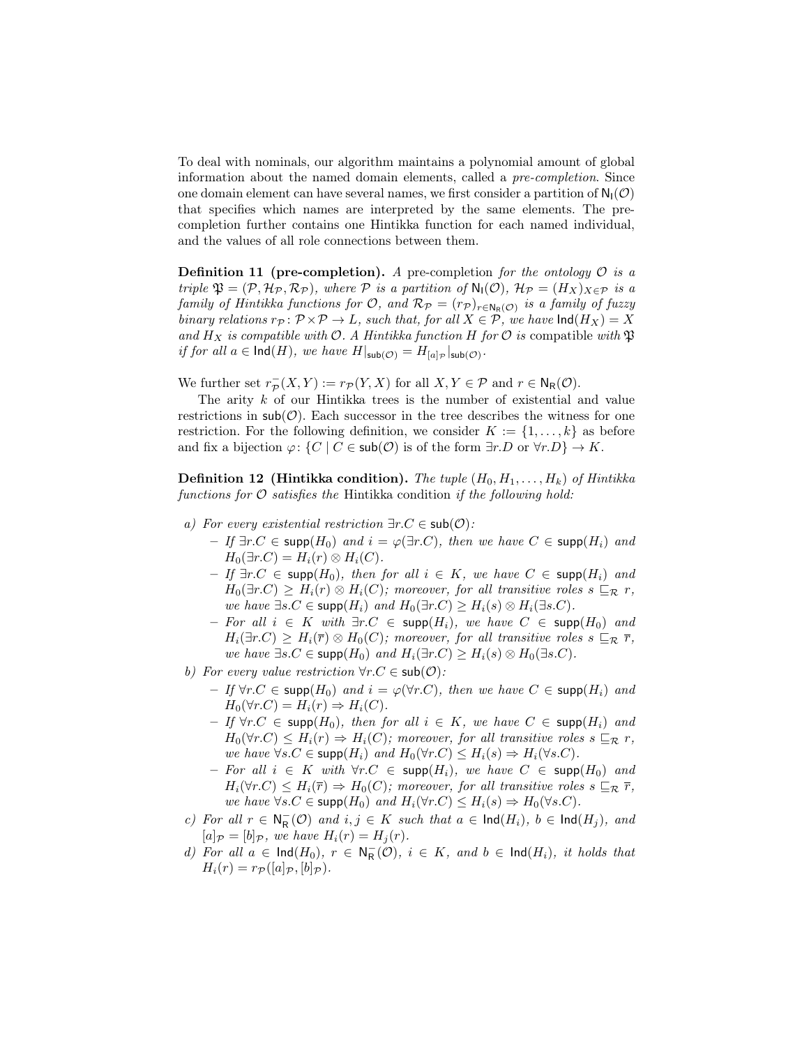To deal with nominals, our algorithm maintains a polynomial amount of global information about the named domain elements, called a *pre-completion*. Since one domain element can have several names, we first consider a partition of $\mathsf{N_I}(\mathcal{O})$ that specifies which names are interpreted by the same elements. The pre-completion further contains one Hintikka function for each named individual, and the values of all role connections between them.

**Definition 11 (pre-completion).** *A* pre-completion *for the ontology $\mathcal{O}$ is a triple $\mathfrak{P} = (\mathcal{P}, \mathcal{H}_\mathcal{P}, \mathcal{R}_\mathcal{P})$, where $\mathcal{P}$ is a partition of $\mathsf{N_I}(\mathcal{O})$, $\mathcal{H}_\mathcal{P} = (H_X)_{X\in\mathcal{P}}$ is a family of Hintikka functions for $\mathcal{O}$, and $\mathcal{R}_\mathcal{P} = (r_\mathcal{P})_{r\in\mathsf{N_R}(\mathcal{O})}$ is a family of fuzzy binary relations $r_\mathcal{P} \colon \mathcal{P}\times\mathcal{P} \to L$, such that, for all $X \in \mathcal{P}$, we have $\mathsf{Ind}(H_X) = X$ and $H_X$ is compatible with $\mathcal{O}$. A Hintikka function $H$ for $\mathcal{O}$ is* compatible *with $\mathfrak{P}$ if for all $a \in \mathsf{Ind}(H)$, we have $H|_{\mathsf{sub}(\mathcal{O})} = H_{[a]_\mathcal{P}}|_{\mathsf{sub}(\mathcal{O})}$.*

We further set $r^-_\mathcal{P}(X, Y) := r_\mathcal{P}(Y, X)$ for all $X, Y \in \mathcal{P}$ and $r \in \mathsf{N_R}(\mathcal{O})$.

The arity $k$ of our Hintikka trees is the number of existential and value restrictions in $\mathsf{sub}(\mathcal{O})$. Each successor in the tree describes the witness for one restriction. For the following definition, we consider $K := \{1, \dots, k\}$ as before and fix a bijection $\varphi \colon \{C \mid C \in \mathsf{sub}(\mathcal{O}) \text{ is of the form } \exists r.D \text{ or } \forall r.D\} \to K$.

**Definition 12 (Hintikka condition).** *The tuple $(H_0, H_1, \dots, H_k)$ of Hintikka functions for $\mathcal{O}$ satisfies the* Hintikka condition *if the following hold:*

*a) For every existential restriction $\exists r.C \in \mathsf{sub}(\mathcal{O})$:*
   - *If $\exists r.C \in \mathsf{supp}(H_0)$ and $i = \varphi(\exists r.C)$, then we have $C \in \mathsf{supp}(H_i)$ and $H_0(\exists r.C) = H_i(r) \otimes H_i(C)$.*
   - *If $\exists r.C \in \mathsf{supp}(H_0)$, then for all $i \in K$, we have $C \in \mathsf{supp}(H_i)$ and $H_0(\exists r.C) \geq H_i(r) \otimes H_i(C)$; moreover, for all transitive roles $s \sqsubseteq_\mathcal{R} r$, we have $\exists s.C \in \mathsf{supp}(H_i)$ and $H_0(\exists r.C) \geq H_i(s) \otimes H_i(\exists s.C)$.*
   - *For all $i \in K$ with $\exists r.C \in \mathsf{supp}(H_i)$, we have $C \in \mathsf{supp}(H_0)$ and $H_i(\exists r.C) \geq H_i(\overline{r}) \otimes H_0(C)$; moreover, for all transitive roles $s \sqsubseteq_\mathcal{R} \overline{r}$, we have $\exists s.C \in \mathsf{supp}(H_0)$ and $H_i(\exists r.C) \geq H_i(s) \otimes H_0(\exists s.C)$.*

*b) For every value restriction $\forall r.C \in \mathsf{sub}(\mathcal{O})$:*
   - *If $\forall r.C \in \mathsf{supp}(H_0)$ and $i = \varphi(\forall r.C)$, then we have $C \in \mathsf{supp}(H_i)$ and $H_0(\forall r.C) = H_i(r) \Rightarrow H_i(C)$.*
   - *If $\forall r.C \in \mathsf{supp}(H_0)$, then for all $i \in K$, we have $C \in \mathsf{supp}(H_i)$ and $H_0(\forall r.C) \leq H_i(r) \Rightarrow H_i(C)$; moreover, for all transitive roles $s \sqsubseteq_\mathcal{R} r$, we have $\forall s.C \in \mathsf{supp}(H_i)$ and $H_0(\forall r.C) \leq H_i(s) \Rightarrow H_i(\forall s.C)$.*
   - *For all $i \in K$ with $\forall r.C \in \mathsf{supp}(H_i)$, we have $C \in \mathsf{supp}(H_0)$ and $H_i(\forall r.C) \leq H_i(\overline{r}) \Rightarrow H_0(C)$; moreover, for all transitive roles $s \sqsubseteq_\mathcal{R} \overline{r}$, we have $\forall s.C \in \mathsf{supp}(H_0)$ and $H_i(\forall r.C) \leq H_i(s) \Rightarrow H_0(\forall s.C)$.*

*c) For all $r \in \mathsf{N}^-_\mathsf{R}(\mathcal{O})$ and $i, j \in K$ such that $a \in \mathsf{Ind}(H_i)$, $b \in \mathsf{Ind}(H_j)$, and $[a]_\mathcal{P} = [b]_\mathcal{P}$, we have $H_i(r) = H_j(r)$.*

*d) For all $a \in \mathsf{Ind}(H_0)$, $r \in \mathsf{N}^-_\mathsf{R}(\mathcal{O})$, $i \in K$, and $b \in \mathsf{Ind}(H_i)$, it holds that $H_i(r) = r_\mathcal{P}([a]_\mathcal{P}, [b]_\mathcal{P})$.*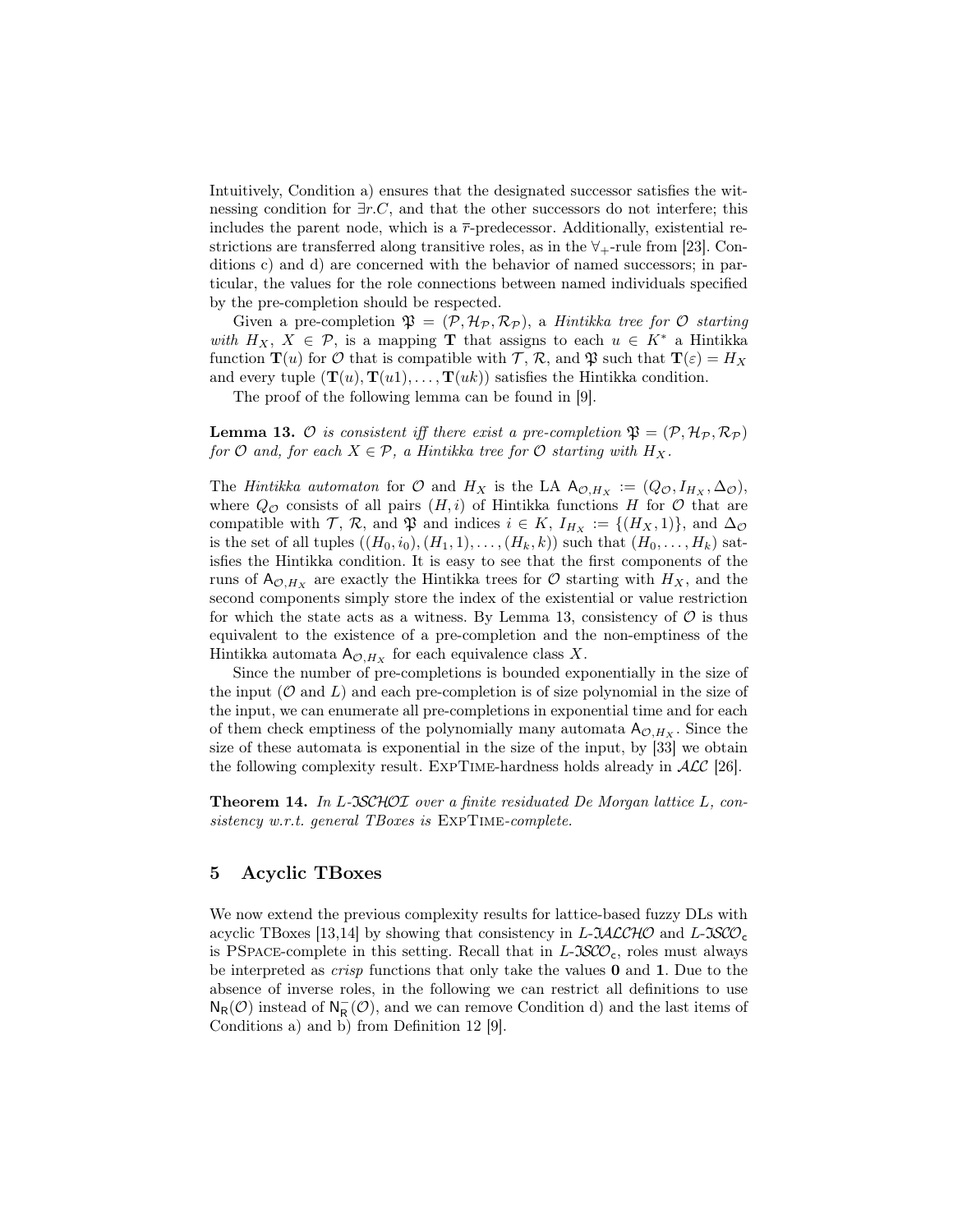Intuitively, Condition a) ensures that the designated successor satisfies the witnessing condition for $\exists r.C$, and that the other successors do not interfere; this includes the parent node, which is a $\overline{r}$-predecessor. Additionally, existential restrictions are transferred along transitive roles, as in the $\forall_+$-rule from [23]. Conditions c) and d) are concerned with the behavior of named successors; in particular, the values for the role connections between named individuals specified by the pre-completion should be respected.

Given a pre-completion $\mathfrak{P} = (\mathcal{P}, \mathcal{H}_\mathcal{P}, \mathcal{R}_\mathcal{P})$, a *Hintikka tree for $\mathcal{O}$ starting with $H_X$*, $X \in \mathcal{P}$, is a mapping $\mathbf{T}$ that assigns to each $u \in K^*$ a Hintikka function $\mathbf{T}(u)$ for $\mathcal{O}$ that is compatible with $\mathcal{T}$, $\mathcal{R}$, and $\mathfrak{P}$ such that $\mathbf{T}(\varepsilon) = H_X$ and every tuple $(\mathbf{T}(u), \mathbf{T}(u1), \dots, \mathbf{T}(uk))$ satisfies the Hintikka condition.

The proof of the following lemma can be found in [9].

**Lemma 13.** *$\mathcal{O}$ is consistent iff there exist a pre-completion $\mathfrak{P} = (\mathcal{P}, \mathcal{H}_\mathcal{P}, \mathcal{R}_\mathcal{P})$ for $\mathcal{O}$ and, for each $X \in \mathcal{P}$, a Hintikka tree for $\mathcal{O}$ starting with $H_X$.*

The *Hintikka automaton* for $\mathcal{O}$ and $H_X$ is the LA $\mathsf{A}_{\mathcal{O},H_X} := (Q_\mathcal{O}, I_{H_X}, \Delta_\mathcal{O})$, where $Q_\mathcal{O}$ consists of all pairs $(H, i)$ of Hintikka functions $H$ for $\mathcal{O}$ that are compatible with $\mathcal{T}$, $\mathcal{R}$, and $\mathfrak{P}$ and indices $i \in K$, $I_{H_X} := \{(H_X, 1)\}$, and $\Delta_\mathcal{O}$ is the set of all tuples $((H_0, i_0), (H_1, 1), \dots, (H_k, k))$ such that $(H_0, \dots, H_k)$ satisfies the Hintikka condition. It is easy to see that the first components of the runs of $\mathsf{A}_{\mathcal{O},H_X}$ are exactly the Hintikka trees for $\mathcal{O}$ starting with $H_X$, and the second components simply store the index of the existential or value restriction for which the state acts as a witness. By Lemma 13, consistency of $\mathcal{O}$ is thus equivalent to the existence of a pre-completion and the non-emptiness of the Hintikka automata $\mathsf{A}_{\mathcal{O},H_X}$ for each equivalence class $X$.

Since the number of pre-completions is bounded exponentially in the size of the input ($\mathcal{O}$ and $L$) and each pre-completion is of size polynomial in the size of the input, we can enumerate all pre-completions in exponential time and for each of them check emptiness of the polynomially many automata $\mathsf{A}_{\mathcal{O},H_X}$. Since the size of these automata is exponential in the size of the input, by [33] we obtain the following complexity result. ExpTime-hardness holds already in $\mathcal{ALC}$ [26].

**Theorem 14.** *In $L$-$\mathfrak{I}\mathcal{SCHOI}$ over a finite residuated De Morgan lattice $L$, consistency w.r.t. general TBoxes is* ExpTime*-complete.*

## 5 Acyclic TBoxes

We now extend the previous complexity results for lattice-based fuzzy DLs with acyclic TBoxes [13,14] by showing that consistency in $L$-$\mathfrak{I}\mathcal{ALCHO}$ and $L$-$\mathfrak{I}\mathcal{SCO}_\mathsf{c}$ is PSpace-complete in this setting. Recall that in $L$-$\mathfrak{I}\mathcal{SCO}_\mathsf{c}$, roles must always be interpreted as *crisp* functions that only take the values $\mathbf{0}$ and $\mathbf{1}$. Due to the absence of inverse roles, in the following we can restrict all definitions to use $\mathsf{N}_\mathsf{R}(\mathcal{O})$ instead of $\mathsf{N}_\mathsf{R}^-(\mathcal{O})$, and we can remove Condition d) and the last items of Conditions a) and b) from Definition 12 [9].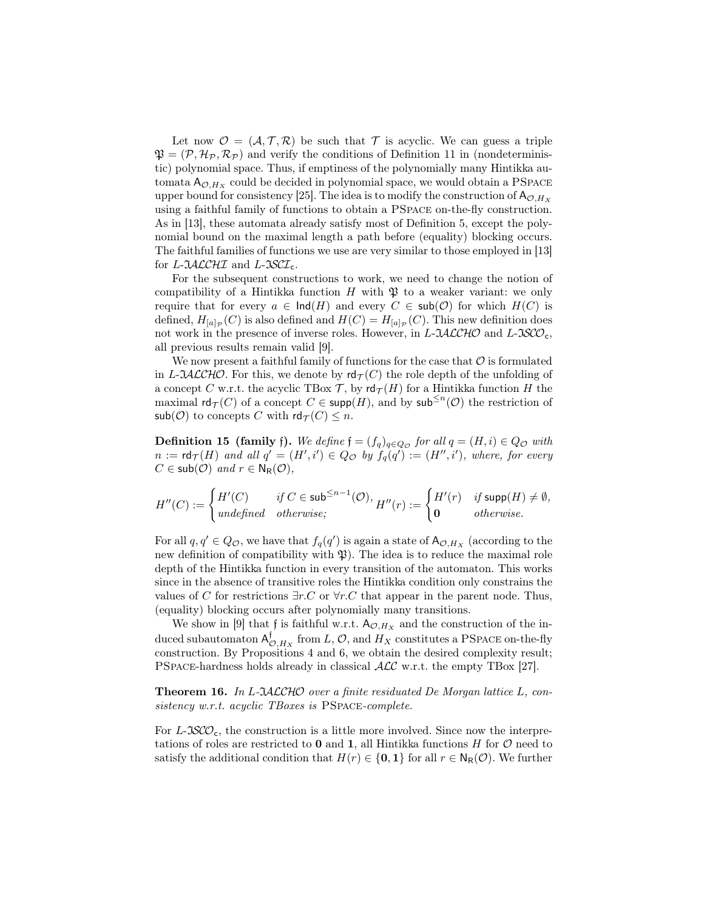Let now $\mathcal{O} = (\mathcal{A}, \mathcal{T}, \mathcal{R})$ be such that $\mathcal{T}$ is acyclic. We can guess a triple $\mathfrak{P} = (\mathcal{P}, \mathcal{H}_\mathcal{P}, \mathcal{R}_\mathcal{P})$ and verify the conditions of Definition 11 in (nondeterministic) polynomial space. Thus, if emptiness of the polynomially many Hintikka automata $\mathsf{A}_{\mathcal{O},H_X}$ could be decided in polynomial space, we would obtain a PSpace upper bound for consistency [25]. The idea is to modify the construction of $\mathsf{A}_{\mathcal{O},H_X}$ using a faithful family of functions to obtain a PSpace on-the-fly construction. As in [13], these automata already satisfy most of Definition 5, except the polynomial bound on the maximal length a path before (equality) blocking occurs. The faithful families of functions we use are very similar to those employed in [13] for $L$-$\mathfrak{I}\mathcal{ALCHI}$ and $L$-$\mathfrak{I}\mathcal{SCI}_\mathsf{c}$.

For the subsequent constructions to work, we need to change the notion of compatibility of a Hintikka function $H$ with $\mathfrak{P}$ to a weaker variant: we only require that for every $a \in \mathsf{Ind}(H)$ and every $C \in \mathsf{sub}(\mathcal{O})$ for which $H(C)$ is defined, $H_{[a]_\mathcal{P}}(C)$ is also defined and $H(C) = H_{[a]_\mathcal{P}}(C)$. This new definition does not work in the presence of inverse roles. However, in $L$-$\mathfrak{I}\mathcal{ALCHO}$ and $L$-$\mathfrak{I}\mathcal{SCO}_\mathsf{c}$, all previous results remain valid [9].

We now present a faithful family of functions for the case that $\mathcal{O}$ is formulated in $L$-$\mathfrak{I}\mathcal{ALCHO}$. For this, we denote by $\mathsf{rd}_\mathcal{T}(C)$ the role depth of the unfolding of a concept $C$ w.r.t. the acyclic TBox $\mathcal{T}$, by $\mathsf{rd}_\mathcal{T}(H)$ for a Hintikka function $H$ the maximal $\mathsf{rd}_\mathcal{T}(C)$ of a concept $C \in \mathsf{supp}(H)$, and by $\mathsf{sub}^{\leq n}(\mathcal{O})$ the restriction of $\mathsf{sub}(\mathcal{O})$ to concepts $C$ with $\mathsf{rd}_\mathcal{T}(C) \leq n$.

**Definition 15 (family $\mathfrak{f}$).** *We define $\mathfrak{f} = (f_q)_{q \in Q_\mathcal{O}}$ for all $q = (H, i) \in Q_\mathcal{O}$ with $n := \mathsf{rd}_\mathcal{T}(H)$ and all $q' = (H', i') \in Q_\mathcal{O}$ by $f_q(q') := (H'', i')$, where, for every $C \in \mathsf{sub}(\mathcal{O})$ and $r \in \mathsf{N_R}(\mathcal{O})$,*

$$H''(C) := \begin{cases} H'(C) & \text{if } C \in \mathsf{sub}^{\leq n-1}(\mathcal{O}), \\ \text{undefined} & \text{otherwise;} \end{cases} \quad H''(r) := \begin{cases} H'(r) & \text{if } \mathsf{supp}(H) \neq \emptyset, \\ \mathbf{0} & \text{otherwise.} \end{cases}$$

For all $q, q' \in Q_\mathcal{O}$, we have that $f_q(q')$ is again a state of $\mathsf{A}_{\mathcal{O},H_X}$ (according to the new definition of compatibility with $\mathfrak{P}$). The idea is to reduce the maximal role depth of the Hintikka function in every transition of the automaton. This works since in the absence of transitive roles the Hintikka condition only constrains the values of $C$ for restrictions $\exists r.C$ or $\forall r.C$ that appear in the parent node. Thus, (equality) blocking occurs after polynomially many transitions.

We show in [9] that $\mathfrak{f}$ is faithful w.r.t. $\mathsf{A}_{\mathcal{O},H_X}$ and the construction of the induced subautomaton $\mathsf{A}^\mathfrak{f}_{\mathcal{O},H_X}$ from $L$, $\mathcal{O}$, and $H_X$ constitutes a PSpace on-the-fly construction. By Propositions 4 and 6, we obtain the desired complexity result; PSpace-hardness holds already in classical $\mathcal{ALC}$ w.r.t. the empty TBox [27].

**Theorem 16.** *In $L$-$\mathfrak{I}\mathcal{ALCHO}$ over a finite residuated De Morgan lattice $L$, consistency w.r.t. acyclic TBoxes is* PSpace*-complete.*

For $L$-$\mathfrak{I}\mathcal{SCO}_\mathsf{c}$, the construction is a little more involved. Since now the interpretations of roles are restricted to $\mathbf{0}$ and $\mathbf{1}$, all Hintikka functions $H$ for $\mathcal{O}$ need to satisfy the additional condition that $H(r) \in \{\mathbf{0}, \mathbf{1}\}$ for all $r \in \mathsf{N_R}(\mathcal{O})$. We further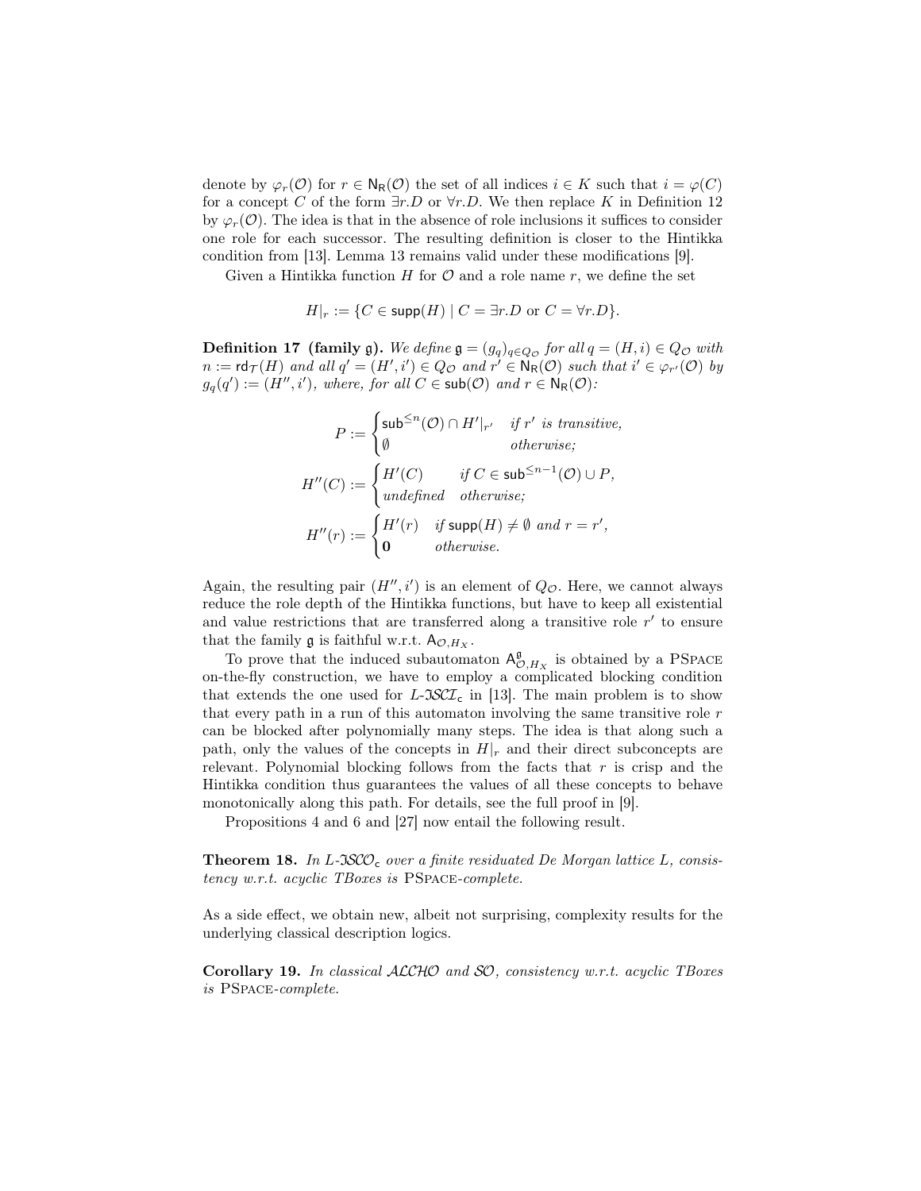denote by $\varphi_r(\mathcal{O})$ for $r \in \mathsf{N_R}(\mathcal{O})$ the set of all indices $i \in K$ such that $i = \varphi(C)$ for a concept $C$ of the form $\exists r.D$ or $\forall r.D$. We then replace $K$ in Definition 12 by $\varphi_r(\mathcal{O})$. The idea is that in the absence of role inclusions it suffices to consider one role for each successor. The resulting definition is closer to the Hintikka condition from [13]. Lemma 13 remains valid under these modifications [9].

Given a Hintikka function $H$ for $\mathcal{O}$ and a role name $r$, we define the set

$$H|_r := \{C \in \mathsf{supp}(H) \mid C = \exists r.D \text{ or } C = \forall r.D\}.$$

**Definition 17 (family $\mathfrak{g}$).** *We define $\mathfrak{g} = (g_q)_{q \in Q_\mathcal{O}}$ for all $q = (H, i) \in Q_\mathcal{O}$ with $n := \mathsf{rd}_\mathcal{T}(H)$ and all $q' = (H', i') \in Q_\mathcal{O}$ and $r' \in \mathsf{N_R}(\mathcal{O})$ such that $i' \in \varphi_{r'}(\mathcal{O})$ by $g_q(q') := (H'', i')$, where, for all $C \in \mathsf{sub}(\mathcal{O})$ and $r \in \mathsf{N_R}(\mathcal{O})$:*

$$P := \begin{cases} \mathsf{sub}^{\leq n}(\mathcal{O}) \cap H'|_{r'} & \textit{if } r' \textit{ is transitive,} \\ \emptyset & \textit{otherwise;} \end{cases}$$

$$H''(C) := \begin{cases} H'(C) & \textit{if } C \in \mathsf{sub}^{\leq n-1}(\mathcal{O}) \cup P, \\ \textit{undefined} & \textit{otherwise;} \end{cases}$$

$$H''(r) := \begin{cases} H'(r) & \textit{if } \mathsf{supp}(H) \neq \emptyset \textit{ and } r = r', \\ \mathbf{0} & \textit{otherwise.} \end{cases}$$

Again, the resulting pair $(H'', i')$ is an element of $Q_\mathcal{O}$. Here, we cannot always reduce the role depth of the Hintikka functions, but have to keep all existential and value restrictions that are transferred along a transitive role $r'$ to ensure that the family $\mathfrak{g}$ is faithful w.r.t. $\mathsf{A}_{\mathcal{O},H_X}$.

To prove that the induced subautomaton $\mathsf{A}^{\mathfrak{g}}_{\mathcal{O},H_X}$ is obtained by a PSpace on-the-fly construction, we have to employ a complicated blocking condition that extends the one used for $L$-$\mathfrak{ISCL}_\mathsf{c}$ in [13]. The main problem is to show that every path in a run of this automaton involving the same transitive role $r$ can be blocked after polynomially many steps. The idea is that along such a path, only the values of the concepts in $H|_r$ and their direct subconcepts are relevant. Polynomial blocking follows from the facts that $r$ is crisp and the Hintikka condition thus guarantees the values of all these concepts to behave monotonically along this path. For details, see the full proof in [9].

Propositions 4 and 6 and [27] now entail the following result.

**Theorem 18.** *In $L$-$\mathfrak{ISCO}_\mathsf{c}$ over a finite residuated De Morgan lattice $L$, consistency w.r.t. acyclic TBoxes is* PSpace*-complete.*

As a side effect, we obtain new, albeit not surprising, complexity results for the underlying classical description logics.

**Corollary 19.** *In classical $\mathcal{ALCHO}$ and $\mathcal{SO}$, consistency w.r.t. acyclic TBoxes is* PSpace*-complete.*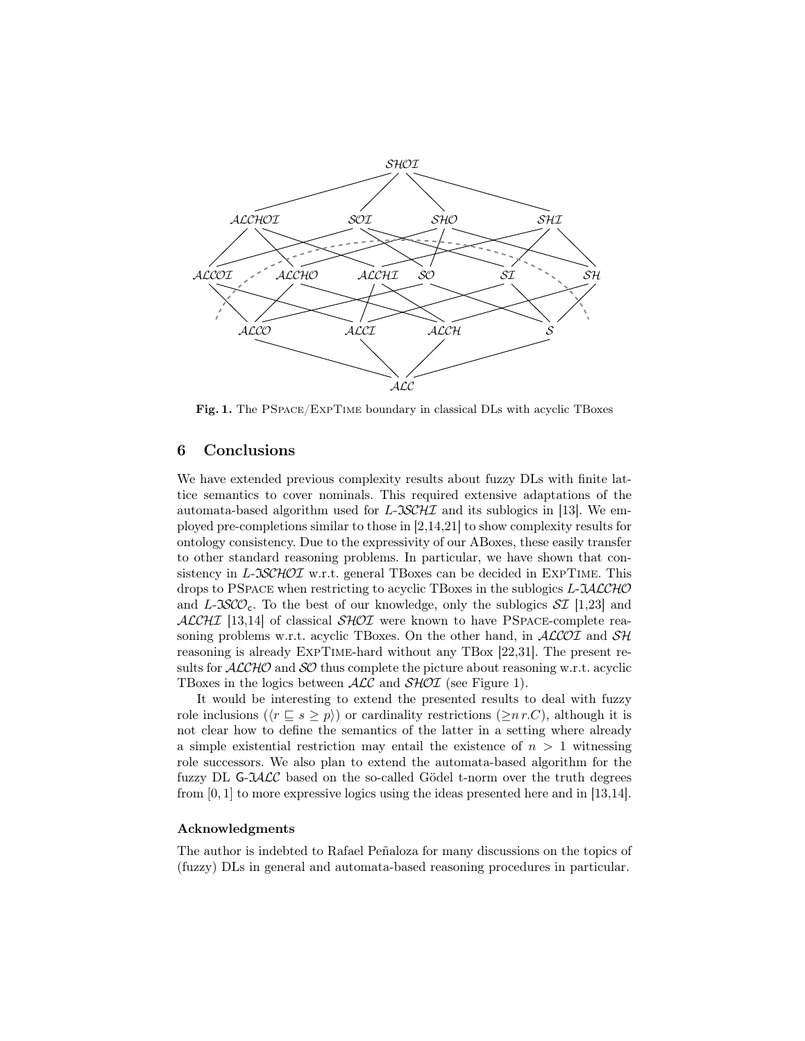**Fig. 1.** The PSpace/ExpTime boundary in classical DLs with acyclic TBoxes

## 6 Conclusions

We have extended previous complexity results about fuzzy DLs with finite lattice semantics to cover nominals. This required extensive adaptations of the automata-based algorithm used for $L$-$\mathfrak{I}\mathcal{SCHI}$ and its sublogics in [13]. We employed pre-completions similar to those in [2,14,21] to show complexity results for ontology consistency. Due to the expressivity of our ABoxes, these easily transfer to other standard reasoning problems. In particular, we have shown that consistency in $L$-$\mathfrak{I}\mathcal{SCHOI}$ w.r.t. general TBoxes can be decided in ExpTime. This drops to PSpace when restricting to acyclic TBoxes in the sublogics $L$-$\mathfrak{I}\mathcal{ALCHO}$ and $L$-$\mathfrak{I}\mathcal{SCO}_{\mathsf{c}}$. To the best of our knowledge, only the sublogics $\mathcal{SI}$ [1,23] and $\mathcal{ALCHI}$ [13,14] of classical $\mathcal{SHOI}$ were known to have PSpace-complete reasoning problems w.r.t. acyclic TBoxes. On the other hand, in $\mathcal{ALCOI}$ and $\mathcal{SH}$ reasoning is already ExpTime-hard without any TBox [22,31]. The present results for $\mathcal{ALCHO}$ and $\mathcal{SO}$ thus complete the picture about reasoning w.r.t. acyclic TBoxes in the logics between $\mathcal{ALC}$ and $\mathcal{SHOI}$ (see Figure 1).

It would be interesting to extend the presented results to deal with fuzzy role inclusions ($\langle r \sqsubseteq s \geq p \rangle$) or cardinality restrictions ($\geq n\, r.C$), although it is not clear how to define the semantics of the latter in a setting where already a simple existential restriction may entail the existence of $n > 1$ witnessing role successors. We also plan to extend the automata-based algorithm for the fuzzy DL $\mathsf{G}$-$\mathfrak{I}\mathcal{ALC}$ based on the so-called Gödel t-norm over the truth degrees from $[0, 1]$ to more expressive logics using the ideas presented here and in [13,14].

### Acknowledgments

The author is indebted to Rafael Peñaloza for many discussions on the topics of (fuzzy) DLs in general and automata-based reasoning procedures in particular.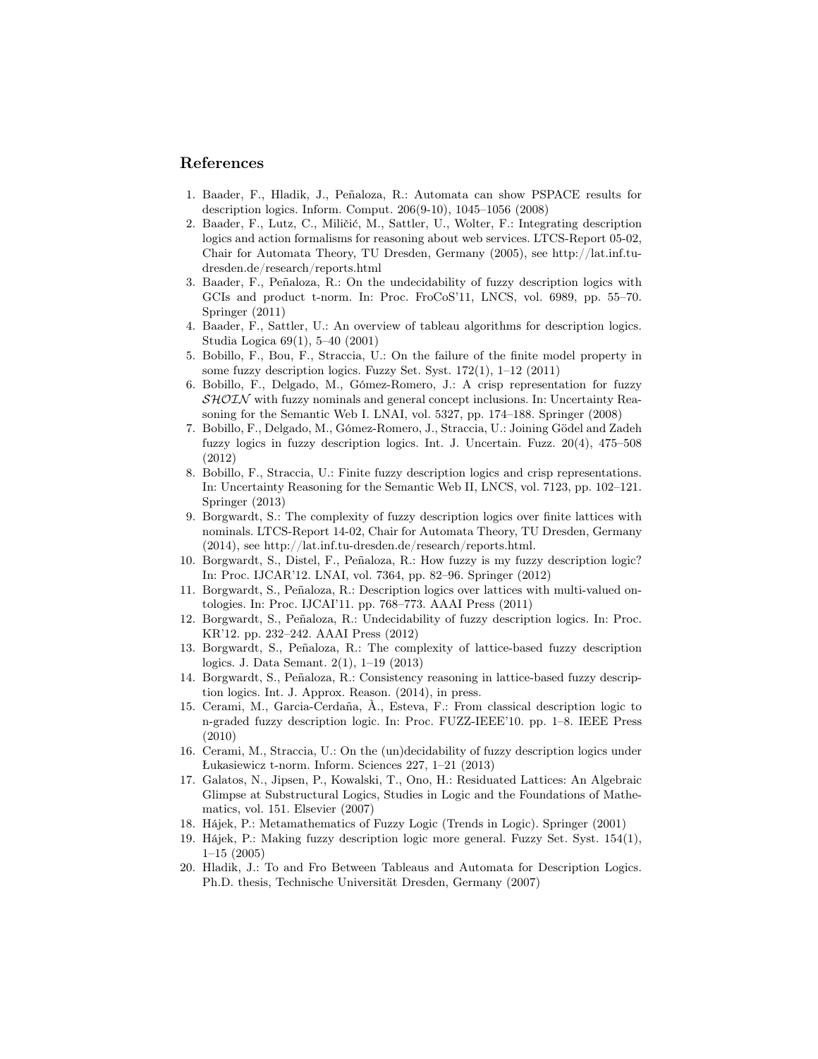## References

1. Baader, F., Hladik, J., Peñaloza, R.: Automata can show PSPACE results for description logics. Inform. Comput. 206(9-10), 1045–1056 (2008)
2. Baader, F., Lutz, C., Miličić, M., Sattler, U., Wolter, F.: Integrating description logics and action formalisms for reasoning about web services. LTCS-Report 05-02, Chair for Automata Theory, TU Dresden, Germany (2005), see http://lat.inf.tu-dresden.de/research/reports.html
3. Baader, F., Peñaloza, R.: On the undecidability of fuzzy description logics with GCIs and product t-norm. In: Proc. FroCoS'11, LNCS, vol. 6989, pp. 55–70. Springer (2011)
4. Baader, F., Sattler, U.: An overview of tableau algorithms for description logics. Studia Logica 69(1), 5–40 (2001)
5. Bobillo, F., Bou, F., Straccia, U.: On the failure of the finite model property in some fuzzy description logics. Fuzzy Set. Syst. 172(1), 1–12 (2011)
6. Bobillo, F., Delgado, M., Gómez-Romero, J.: A crisp representation for fuzzy $\mathcal{SHOIN}$ with fuzzy nominals and general concept inclusions. In: Uncertainty Reasoning for the Semantic Web I. LNAI, vol. 5327, pp. 174–188. Springer (2008)
7. Bobillo, F., Delgado, M., Gómez-Romero, J., Straccia, U.: Joining Gödel and Zadeh fuzzy logics in fuzzy description logics. Int. J. Uncertain. Fuzz. 20(4), 475–508 (2012)
8. Bobillo, F., Straccia, U.: Finite fuzzy description logics and crisp representations. In: Uncertainty Reasoning for the Semantic Web II, LNCS, vol. 7123, pp. 102–121. Springer (2013)
9. Borgwardt, S.: The complexity of fuzzy description logics over finite lattices with nominals. LTCS-Report 14-02, Chair for Automata Theory, TU Dresden, Germany (2014), see http://lat.inf.tu-dresden.de/research/reports.html.
10. Borgwardt, S., Distel, F., Peñaloza, R.: How fuzzy is my fuzzy description logic? In: Proc. IJCAR'12. LNAI, vol. 7364, pp. 82–96. Springer (2012)
11. Borgwardt, S., Peñaloza, R.: Description logics over lattices with multi-valued ontologies. In: Proc. IJCAI'11. pp. 768–773. AAAI Press (2011)
12. Borgwardt, S., Peñaloza, R.: Undecidability of fuzzy description logics. In: Proc. KR'12. pp. 232–242. AAAI Press (2012)
13. Borgwardt, S., Peñaloza, R.: The complexity of lattice-based fuzzy description logics. J. Data Semant. 2(1), 1–19 (2013)
14. Borgwardt, S., Peñaloza, R.: Consistency reasoning in lattice-based fuzzy description logics. Int. J. Approx. Reason. (2014), in press.
15. Cerami, M., Garcia-Cerdaña, À., Esteva, F.: From classical description logic to n-graded fuzzy description logic. In: Proc. FUZZ-IEEE'10. pp. 1–8. IEEE Press (2010)
16. Cerami, M., Straccia, U.: On the (un)decidability of fuzzy description logics under Łukasiewicz t-norm. Inform. Sciences 227, 1–21 (2013)
17. Galatos, N., Jipsen, P., Kowalski, T., Ono, H.: Residuated Lattices: An Algebraic Glimpse at Substructural Logics, Studies in Logic and the Foundations of Mathematics, vol. 151. Elsevier (2007)
18. Hájek, P.: Metamathematics of Fuzzy Logic (Trends in Logic). Springer (2001)
19. Hájek, P.: Making fuzzy description logic more general. Fuzzy Set. Syst. 154(1), 1–15 (2005)
20. Hladik, J.: To and Fro Between Tableaus and Automata for Description Logics. Ph.D. thesis, Technische Universität Dresden, Germany (2007)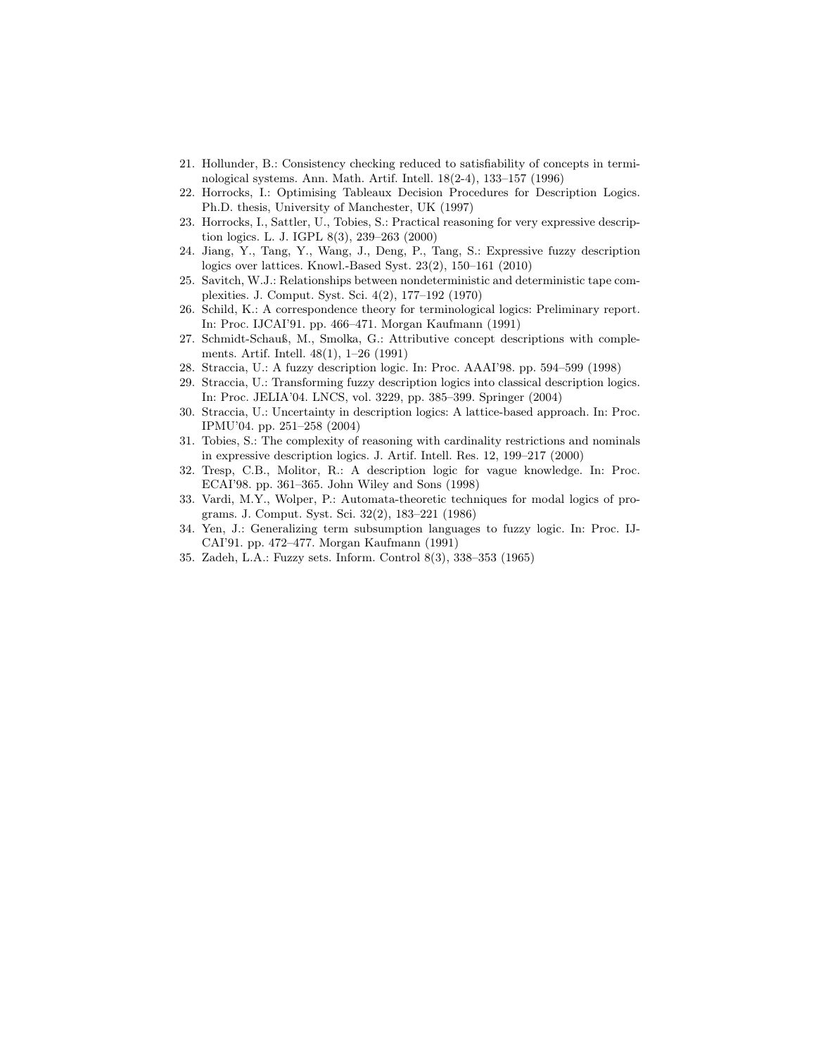21. Hollunder, B.: Consistency checking reduced to satisfiability of concepts in terminological systems. Ann. Math. Artif. Intell. 18(2-4), 133–157 (1996)
22. Horrocks, I.: Optimising Tableaux Decision Procedures for Description Logics. Ph.D. thesis, University of Manchester, UK (1997)
23. Horrocks, I., Sattler, U., Tobies, S.: Practical reasoning for very expressive description logics. L. J. IGPL 8(3), 239–263 (2000)
24. Jiang, Y., Tang, Y., Wang, J., Deng, P., Tang, S.: Expressive fuzzy description logics over lattices. Knowl.-Based Syst. 23(2), 150–161 (2010)
25. Savitch, W.J.: Relationships between nondeterministic and deterministic tape complexities. J. Comput. Syst. Sci. 4(2), 177–192 (1970)
26. Schild, K.: A correspondence theory for terminological logics: Preliminary report. In: Proc. IJCAI'91. pp. 466–471. Morgan Kaufmann (1991)
27. Schmidt-Schauß, M., Smolka, G.: Attributive concept descriptions with complements. Artif. Intell. 48(1), 1–26 (1991)
28. Straccia, U.: A fuzzy description logic. In: Proc. AAAI'98. pp. 594–599 (1998)
29. Straccia, U.: Transforming fuzzy description logics into classical description logics. In: Proc. JELIA'04. LNCS, vol. 3229, pp. 385–399. Springer (2004)
30. Straccia, U.: Uncertainty in description logics: A lattice-based approach. In: Proc. IPMU'04. pp. 251–258 (2004)
31. Tobies, S.: The complexity of reasoning with cardinality restrictions and nominals in expressive description logics. J. Artif. Intell. Res. 12, 199–217 (2000)
32. Tresp, C.B., Molitor, R.: A description logic for vague knowledge. In: Proc. ECAI'98. pp. 361–365. John Wiley and Sons (1998)
33. Vardi, M.Y., Wolper, P.: Automata-theoretic techniques for modal logics of programs. J. Comput. Syst. Sci. 32(2), 183–221 (1986)
34. Yen, J.: Generalizing term subsumption languages to fuzzy logic. In: Proc. IJCAI'91. pp. 472–477. Morgan Kaufmann (1991)
35. Zadeh, L.A.: Fuzzy sets. Inform. Control 8(3), 338–353 (1965)